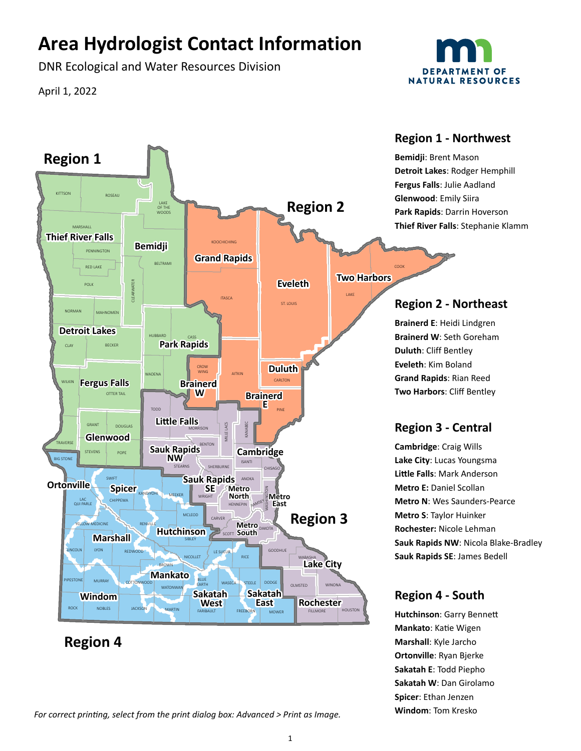# Area Hydrologist Contact Information

DNR Ecological and Water Resources Division

April 1, 2022

## Region 1 - Northwest

**Bemidji**: Brent Mason
**Detroit Lakes**: Rodger Hemphill
**Fergus Falls**: Julie Aadland
**Glenwood**: Emily Siira
**Park Rapids**: Darrin Hoverson
**Thief River Falls**: Stephanie Klamm

## Region 2 - Northeast

**Brainerd E**: Heidi Lindgren
**Brainerd W**: Seth Goreham
**Duluth**: Cliff Bentley
**Eveleth**: Kim Boland
**Grand Rapids**: Rian Reed
**Two Harbors**: Cliff Bentley

## Region 3 - Central

**Cambridge**: Craig Wills
**Lake City**: Lucas Youngsma
**Little Falls**: Mark Anderson
**Metro E**: Daniel Scollan
**Metro N**: Wes Saunders-Pearce
**Metro S**: Taylor Huinker
**Rochester**: Nicole Lehman
**Sauk Rapids NW**: Nicola Blake-Bradley
**Sauk Rapids SE**: James Bedell

## Region 4 - South

**Hutchinson**: Garry Bennett
**Mankato**: Katie Wigen
**Marshall**: Kyle Jarcho
**Ortonville**: Ryan Bjerke
**Sakatah E**: Todd Piepho
**Sakatah W**: Dan Girolamo
**Spicer**: Ethan Jenzen
**Windom**: Tom Kresko

*For correct printing, select from the print dialog box: Advanced > Print as Image.*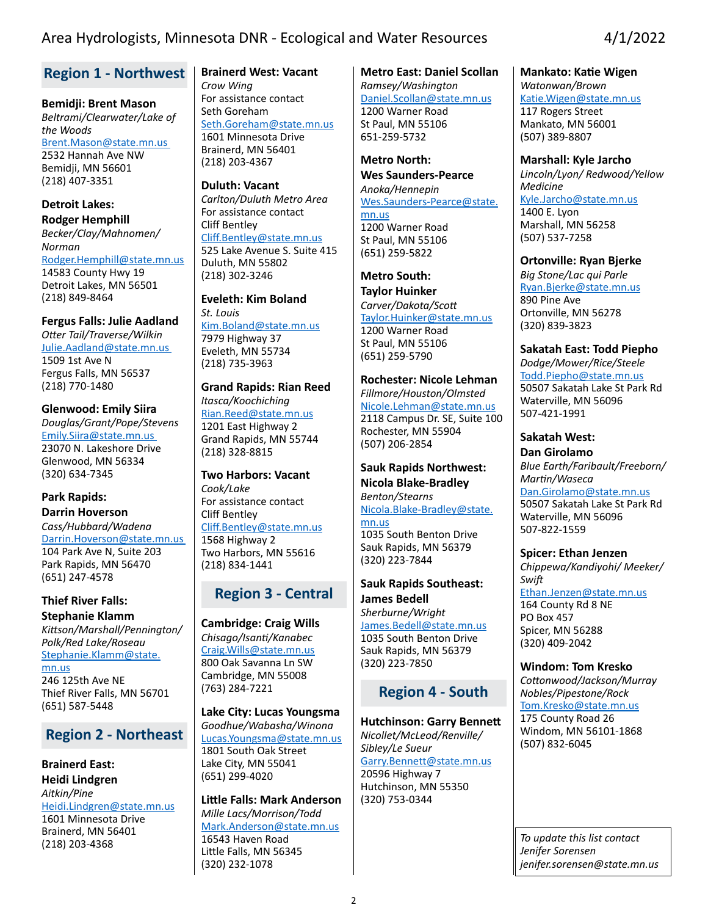# Area Hydrologists, Minnesota DNR - Ecological and Water Resources

4/1/2022

## Region 1 - Northwest

**Bemidji: Brent Mason**
*Beltrami/Clearwater/Lake of the Woods*
Brent.Mason@state.mn.us
2532 Hannah Ave NW
Bemidji, MN 56601
(218) 407-3351

**Detroit Lakes: Rodger Hemphill**
*Becker/Clay/Mahnomen/Norman*
Rodger.Hemphill@state.mn.us
14583 County Hwy 19
Detroit Lakes, MN 56501
(218) 849-8464

**Fergus Falls: Julie Aadland**
*Otter Tail/Traverse/Wilkin*
Julie.Aadland@state.mn.us
1509 1st Ave N
Fergus Falls, MN 56537
(218) 770-1480

**Glenwood: Emily Siira**
*Douglas/Grant/Pope/Stevens*
Emily.Siira@state.mn.us
23070 N. Lakeshore Drive
Glenwood, MN 56334
(320) 634-7345

**Park Rapids: Darrin Hoverson**
*Cass/Hubbard/Wadena*
Darrin.Hoverson@state.mn.us
104 Park Ave N, Suite 203
Park Rapids, MN 56470
(651) 247-4578

**Thief River Falls: Stephanie Klamm**
*Kittson/Marshall/Pennington/Polk/Red Lake/Roseau*
Stephanie.Klamm@state.mn.us
246 125th Ave NE
Thief River Falls, MN 56701
(651) 587-5448

## Region 2 - Northeast

**Brainerd East: Heidi Lindgren**
*Aitkin/Pine*
Heidi.Lindgren@state.mn.us
1601 Minnesota Drive
Brainerd, MN 56401
(218) 203-4368

**Brainerd West: Vacant**
*Crow Wing*
For assistance contact
Seth Goreham
Seth.Goreham@state.mn.us
1601 Minnesota Drive
Brainerd, MN 56401
(218) 203-4367

**Duluth: Vacant**
*Carlton/Duluth Metro Area*
For assistance contact
Cliff Bentley
Cliff.Bentley@state.mn.us
525 Lake Avenue S. Suite 415
Duluth, MN 55802
(218) 302-3246

**Eveleth: Kim Boland**
*St. Louis*
Kim.Boland@state.mn.us
7979 Highway 37
Eveleth, MN 55734
(218) 735-3963

**Grand Rapids: Rian Reed**
*Itasca/Koochiching*
Rian.Reed@state.mn.us
1201 East Highway 2
Grand Rapids, MN 55744
(218) 328-8815

**Two Harbors: Vacant**
*Cook/Lake*
For assistance contact
Cliff Bentley
Cliff.Bentley@state.mn.us
1568 Highway 2
Two Harbors, MN 55616
(218) 834-1441

## Region 3 - Central

**Cambridge: Craig Wills**
*Chisago/Isanti/Kanabec*
Craig.Wills@state.mn.us
800 Oak Savanna Ln SW
Cambridge, MN 55008
(763) 284-7221

**Lake City: Lucas Youngsma**
*Goodhue/Wabasha/Winona*
Lucas.Youngsma@state.mn.us
1801 South Oak Street
Lake City, MN 55041
(651) 299-4020

**Little Falls: Mark Anderson**
*Mille Lacs/Morrison/Todd*
Mark.Anderson@state.mn.us
16543 Haven Road
Little Falls, MN 56345
(320) 232-1078

**Metro East: Daniel Scollan**
*Ramsey/Washington*
Daniel.Scollan@state.mn.us
1200 Warner Road
St Paul, MN 55106
651-259-5732

**Metro North: Wes Saunders-Pearce**
*Anoka/Hennepin*
Wes.Saunders-Pearce@state.mn.us
1200 Warner Road
St Paul, MN 55106
(651) 259-5822

**Metro South: Taylor Huinker**
*Carver/Dakota/Scott*
Taylor.Huinker@state.mn.us
1200 Warner Road
St Paul, MN 55106
(651) 259-5790

**Rochester: Nicole Lehman**
*Fillmore/Houston/Olmsted*
Nicole.Lehman@state.mn.us
2118 Campus Dr. SE, Suite 100
Rochester, MN 55904
(507) 206-2854

**Sauk Rapids Northwest: Nicola Blake-Bradley**
*Benton/Stearns*
Nicola.Blake-Bradley@state.mn.us
1035 South Benton Drive
Sauk Rapids, MN 56379
(320) 223-7844

**Sauk Rapids Southeast: James Bedell**
*Sherburne/Wright*
James.Bedell@state.mn.us
1035 South Benton Drive
Sauk Rapids, MN 56379
(320) 223-7850

## Region 4 - South

**Hutchinson: Garry Bennett**
*Nicollet/McLeod/Renville/Sibley/Le Sueur*
Garry.Bennett@state.mn.us
20596 Highway 7
Hutchinson, MN 55350
(320) 753-0344

**Mankato: Katie Wigen**
*Watonwan/Brown*
Katie.Wigen@state.mn.us
117 Rogers Street
Mankato, MN 56001
(507) 389-8807

**Marshall: Kyle Jarcho**
*Lincoln/Lyon/ Redwood/Yellow Medicine*
Kyle.Jarcho@state.mn.us
1400 E. Lyon
Marshall, MN 56258
(507) 537-7258

**Ortonville: Ryan Bjerke**
*Big Stone/Lac qui Parle*
Ryan.Bjerke@state.mn.us
890 Pine Ave
Ortonville, MN 56278
(320) 839-3823

**Sakatah East: Todd Piepho**
*Dodge/Mower/Rice/Steele*
Todd.Piepho@state.mn.us
50507 Sakatah Lake St Park Rd
Waterville, MN 56096
507-421-1991

**Sakatah West: Dan Girolamo**
*Blue Earth/Faribault/Freeborn/Martin/Waseca*
Dan.Girolamo@state.mn.us
50507 Sakatah Lake St Park Rd
Waterville, MN 56096
507-822-1559

**Spicer: Ethan Jenzen**
*Chippewa/Kandiyohi/ Meeker/Swift*
Ethan.Jenzen@state.mn.us
164 County Rd 8 NE
PO Box 457
Spicer, MN 56288
(320) 409-2042

**Windom: Tom Kresko**
*Cottonwood/Jackson/Murray Nobles/Pipestone/Rock*
Tom.Kresko@state.mn.us
175 County Road 26
Windom, MN 56101-1868
(507) 832-6045

*To update this list contact Jenifer Sorensen jenifer.sorensen@state.mn.us*